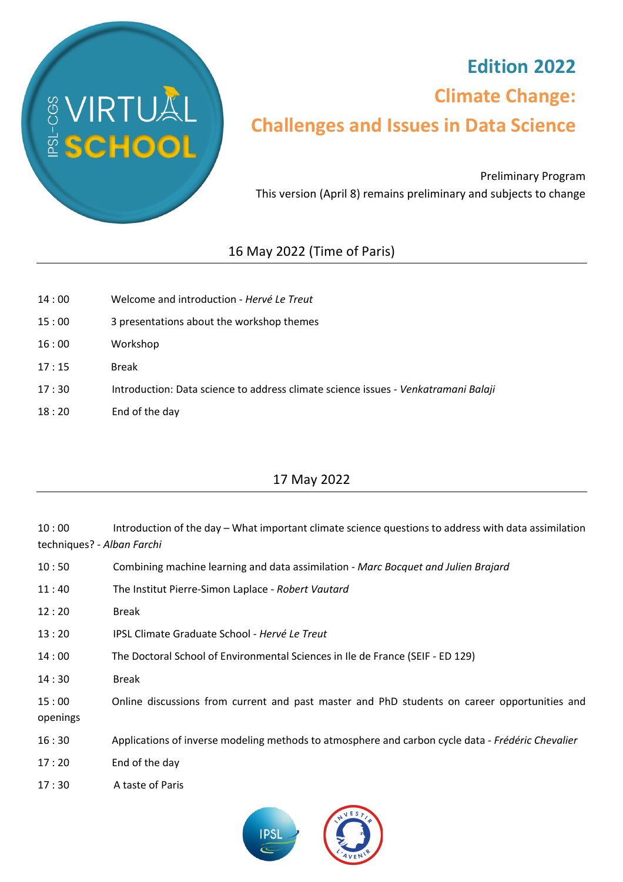# Edition 2022

## Climate Change: Challenges and Issues in Data Science

Preliminary Program

This version (April 8) remains preliminary and subjects to change

### 16 May 2022 (Time of Paris)

| | |
|---|---|
| 14 : 00 | Welcome and introduction - *Hervé Le Treut* |
| 15 : 00 | 3 presentations about the workshop themes |
| 16 : 00 | Workshop |
| 17 : 15 | Break |
| 17 : 30 | Introduction: Data science to address climate science issues - *Venkatramani Balaji* |
| 18 : 20 | End of the day |

### 17 May 2022

| | |
|---|---|
| 10 : 00 | Introduction of the day – What important climate science questions to address with data assimilation techniques? - *Alban Farchi* |
| 10 : 50 | Combining machine learning and data assimilation - *Marc Bocquet and Julien Brajard* |
| 11 : 40 | The Institut Pierre-Simon Laplace - *Robert Vautard* |
| 12 : 20 | Break |
| 13 : 20 | IPSL Climate Graduate School - *Hervé Le Treut* |
| 14 : 00 | The Doctoral School of Environmental Sciences in Ile de France (SEIF - ED 129) |
| 14 : 30 | Break |
| 15 : 00 | Online discussions from current and past master and PhD students on career opportunities and openings |
| 16 : 30 | Applications of inverse modeling methods to atmosphere and carbon cycle data - *Frédéric Chevalier* |
| 17 : 20 | End of the day |
| 17 : 30 | A taste of Paris |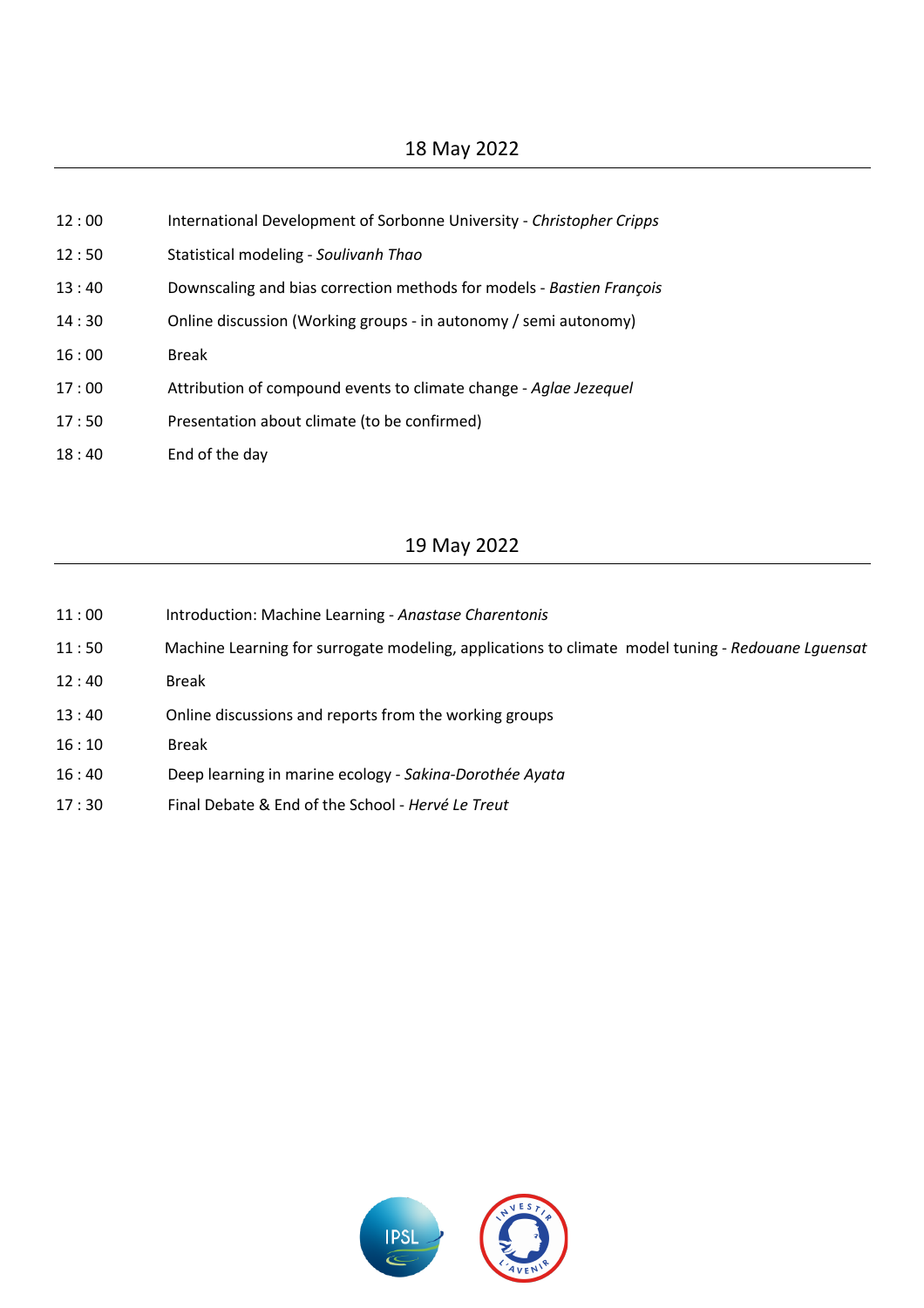## 18 May 2022

| | |
|---|---|
| 12 : 00 | International Development of Sorbonne University - *Christopher Cripps* |
| 12 : 50 | Statistical modeling - *Soulivanh Thao* |
| 13 : 40 | Downscaling and bias correction methods for models - *Bastien François* |
| 14 : 30 | Online discussion (Working groups - in autonomy / semi autonomy) |
| 16 : 00 | Break |
| 17 : 00 | Attribution of compound events to climate change - *Aglae Jezequel* |
| 17 : 50 | Presentation about climate (to be confirmed) |
| 18 : 40 | End of the day |

## 19 May 2022

| | |
|---|---|
| 11 : 00 | Introduction: Machine Learning - *Anastase Charentonis* |
| 11 : 50 | Machine Learning for surrogate modeling, applications to climate model tuning - *Redouane Lguensat* |
| 12 : 40 | Break |
| 13 : 40 | Online discussions and reports from the working groups |
| 16 : 10 | Break |
| 16 : 40 | Deep learning in marine ecology - *Sakina-Dorothée Ayata* |
| 17 : 30 | Final Debate & End of the School - *Hervé Le Treut* |